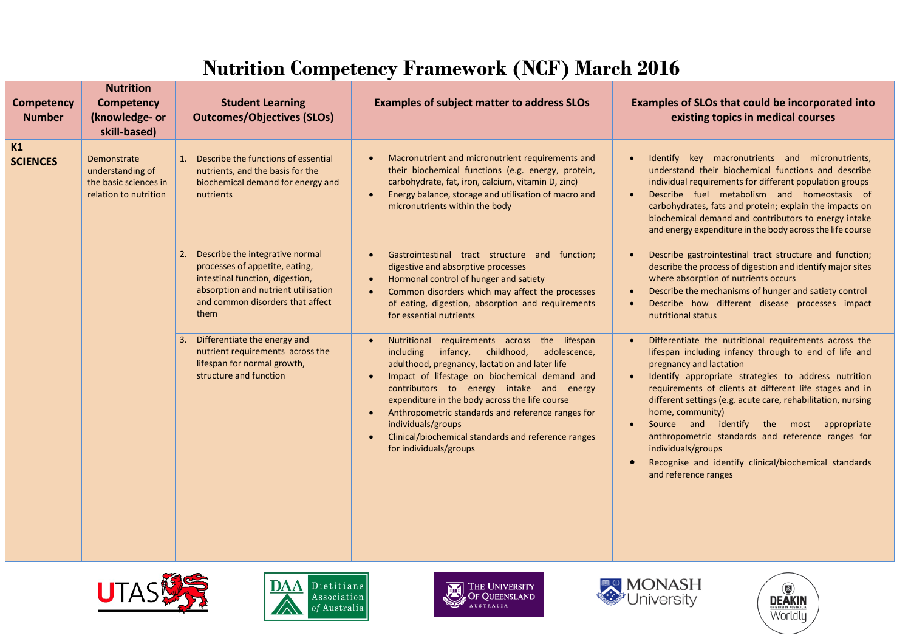# Nutrition Competency Framework (NCF) March 2016

| Competency Number | Nutrition Competency (knowledge- or skill-based) | Student Learning Outcomes/Objectives (SLOs) | Examples of subject matter to address SLOs | Examples of SLOs that could be incorporated into existing topics in medical courses |
|---|---|---|---|---|
| **K1 SCIENCES** | Demonstrate understanding of the basic sciences in relation to nutrition | 1. Describe the functions of essential nutrients, and the basis for the biochemical demand for energy and nutrients | • Macronutrient and micronutrient requirements and their biochemical functions (e.g. energy, protein, carbohydrate, fat, iron, calcium, vitamin D, zinc)<br>• Energy balance, storage and utilisation of macro and micronutrients within the body | • Identify key macronutrients and micronutrients, understand their biochemical functions and describe individual requirements for different population groups<br>• Describe fuel metabolism and homeostasis of carbohydrates, fats and protein; explain the impacts on biochemical demand and contributors to energy intake and energy expenditure in the body across the life course |
| | | 2. Describe the integrative normal processes of appetite, eating, intestinal function, digestion, absorption and nutrient utilisation and common disorders that affect them | • Gastrointestinal tract structure and function; digestive and absorptive processes<br>• Hormonal control of hunger and satiety<br>• Common disorders which may affect the processes of eating, digestion, absorption and requirements for essential nutrients | • Describe gastrointestinal tract structure and function; describe the process of digestion and identify major sites where absorption of nutrients occurs<br>• Describe the mechanisms of hunger and satiety control<br>• Describe how different disease processes impact nutritional status |
| | | 3. Differentiate the energy and nutrient requirements across the lifespan for normal growth, structure and function | • Nutritional requirements across the lifespan including infancy, childhood, adolescence, adulthood, pregnancy, lactation and later life<br>• Impact of lifestage on biochemical demand and contributors to energy intake and energy expenditure in the body across the life course<br>• Anthropometric standards and reference ranges for individuals/groups<br>• Clinical/biochemical standards and reference ranges for individuals/groups | • Differentiate the nutritional requirements across the lifespan including infancy through to end of life and pregnancy and lactation<br>• Identify appropriate strategies to address nutrition requirements of clients at different life stages and in different settings (e.g. acute care, rehabilitation, nursing home, community)<br>• Source and identify the most appropriate anthropometric standards and reference ranges for individuals/groups<br>• Recognise and identify clinical/biochemical standards and reference ranges |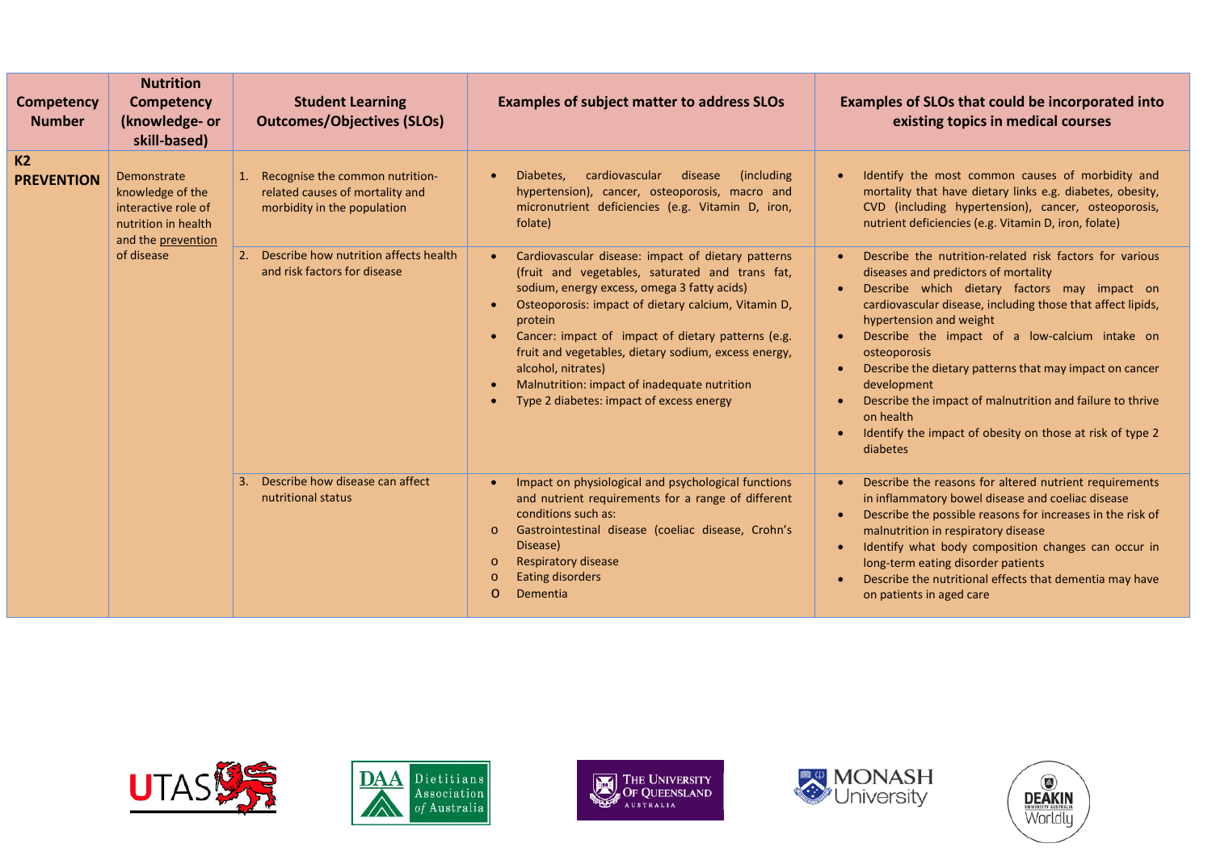| Competency Number | Nutrition Competency (knowledge- or skill-based) | Student Learning Outcomes/Objectives (SLOs) | Examples of subject matter to address SLOs | Examples of SLOs that could be incorporated into existing topics in medical courses |
|---|---|---|---|---|
| **K2 PREVENTION** | Demonstrate knowledge of the interactive role of nutrition in health and the prevention of disease | 1. Recognise the common nutrition-related causes of mortality and morbidity in the population | • Diabetes, cardiovascular disease (including hypertension), cancer, osteoporosis, macro and micronutrient deficiencies (e.g. Vitamin D, iron, folate) | • Identify the most common causes of morbidity and mortality that have dietary links e.g. diabetes, obesity, CVD (including hypertension), cancer, osteoporosis, nutrient deficiencies (e.g. Vitamin D, iron, folate) |
| | | 2. Describe how nutrition affects health and risk factors for disease | • Cardiovascular disease: impact of dietary patterns (fruit and vegetables, saturated and trans fat, sodium, energy excess, omega 3 fatty acids)<br>• Osteoporosis: impact of dietary calcium, Vitamin D, protein<br>• Cancer: impact of impact of dietary patterns (e.g. fruit and vegetables, dietary sodium, excess energy, alcohol, nitrates)<br>• Malnutrition: impact of inadequate nutrition<br>• Type 2 diabetes: impact of excess energy | • Describe the nutrition-related risk factors for various diseases and predictors of mortality<br>• Describe which dietary factors may impact on cardiovascular disease, including those that affect lipids, hypertension and weight<br>• Describe the impact of a low-calcium intake on osteoporosis<br>• Describe the dietary patterns that may impact on cancer development<br>• Describe the impact of malnutrition and failure to thrive on health<br>• Identify the impact of obesity on those at risk of type 2 diabetes |
| | | 3. Describe how disease can affect nutritional status | • Impact on physiological and psychological functions and nutrient requirements for a range of different conditions such as:<br>o Gastrointestinal disease (coeliac disease, Crohn's Disease)<br>o Respiratory disease<br>o Eating disorders<br>o Dementia | • Describe the reasons for altered nutrient requirements in inflammatory bowel disease and coeliac disease<br>• Describe the possible reasons for increases in the risk of malnutrition in respiratory disease<br>• Identify what body composition changes can occur in long-term eating disorder patients<br>• Describe the nutritional effects that dementia may have on patients in aged care |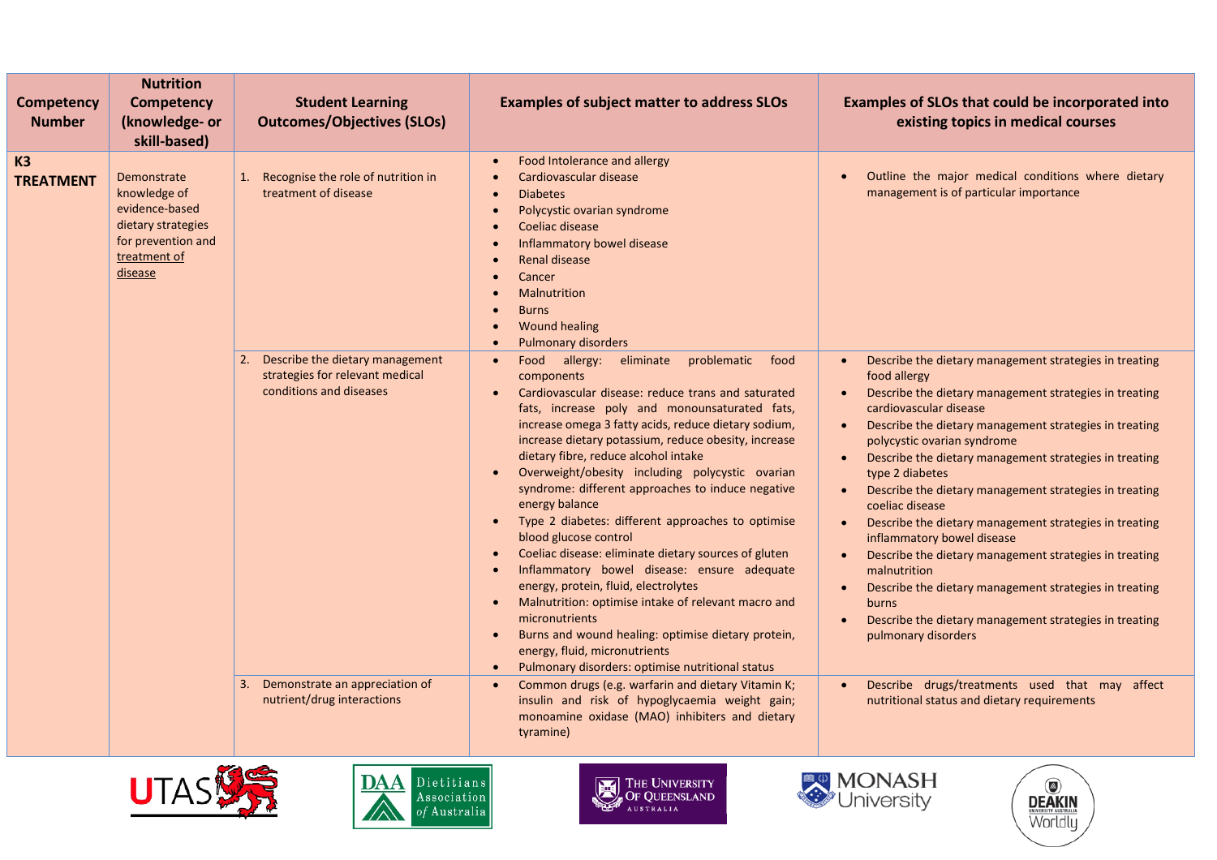| Competency Number | Nutrition Competency (knowledge- or skill-based) | Student Learning Outcomes/Objectives (SLOs) | Examples of subject matter to address SLOs | Examples of SLOs that could be incorporated into existing topics in medical courses |
|---|---|---|---|---|
| **K3 TREATMENT** | Demonstrate knowledge of evidence-based dietary strategies for prevention and treatment of disease | 1. Recognise the role of nutrition in treatment of disease | • Food Intolerance and allergy<br>• Cardiovascular disease<br>• Diabetes<br>• Polycystic ovarian syndrome<br>• Coeliac disease<br>• Inflammatory bowel disease<br>• Renal disease<br>• Cancer<br>• Malnutrition<br>• Burns<br>• Wound healing<br>• Pulmonary disorders | • Outline the major medical conditions where dietary management is of particular importance |
| | | 2. Describe the dietary management strategies for relevant medical conditions and diseases | • Food allergy: eliminate problematic food components<br>• Cardiovascular disease: reduce trans and saturated fats, increase poly and monounsaturated fats, increase omega 3 fatty acids, reduce dietary sodium, increase dietary potassium, reduce obesity, increase dietary fibre, reduce alcohol intake<br>• Overweight/obesity including polycystic ovarian syndrome: different approaches to induce negative energy balance<br>• Type 2 diabetes: different approaches to optimise blood glucose control<br>• Coeliac disease: eliminate dietary sources of gluten<br>• Inflammatory bowel disease: ensure adequate energy, protein, fluid, electrolytes<br>• Malnutrition: optimise intake of relevant macro and micronutrients<br>• Burns and wound healing: optimise dietary protein, energy, fluid, micronutrients<br>• Pulmonary disorders: optimise nutritional status | • Describe the dietary management strategies in treating food allergy<br>• Describe the dietary management strategies in treating cardiovascular disease<br>• Describe the dietary management strategies in treating polycystic ovarian syndrome<br>• Describe the dietary management strategies in treating type 2 diabetes<br>• Describe the dietary management strategies in treating coeliac disease<br>• Describe the dietary management strategies in treating inflammatory bowel disease<br>• Describe the dietary management strategies in treating malnutrition<br>• Describe the dietary management strategies in treating burns<br>• Describe the dietary management strategies in treating pulmonary disorders |
| | | 3. Demonstrate an appreciation of nutrient/drug interactions | • Common drugs (e.g. warfarin and dietary Vitamin K; insulin and risk of hypoglycaemia weight gain; monoamine oxidase (MAO) inhibiters and dietary tyramine) | • Describe drugs/treatments used that may affect nutritional status and dietary requirements |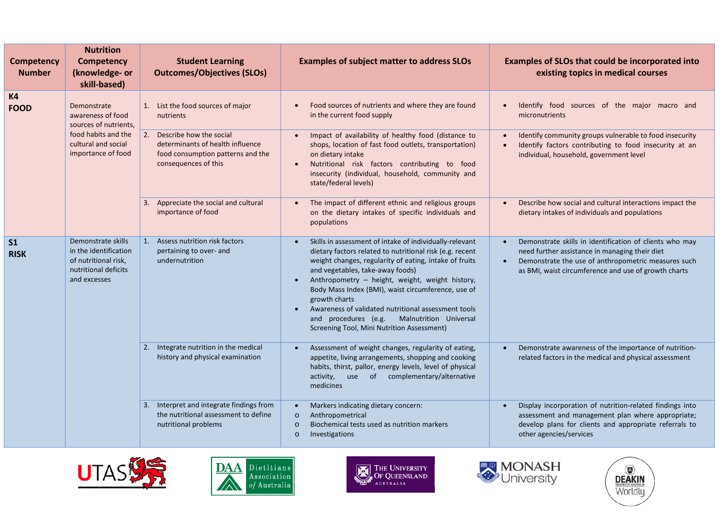| Competency Number | Nutrition Competency (knowledge- or skill-based) | Student Learning Outcomes/Objectives (SLOs) | Examples of subject matter to address SLOs | Examples of SLOs that could be incorporated into existing topics in medical courses |
|---|---|---|---|---|
| **K4 FOOD** | Demonstrate awareness of food sources of nutrients, food habits and the cultural and social importance of food | 1. List the food sources of major nutrients | • Food sources of nutrients and where they are found in the current food supply | • Identify food sources of the major macro and micronutrients |
| | | 2. Describe how the social determinants of health influence food consumption patterns and the consequences of this | • Impact of availability of healthy food (distance to shops, location of fast food outlets, transportation) on dietary intake<br>• Nutritional risk factors contributing to food insecurity (individual, household, community and state/federal levels) | • Identify community groups vulnerable to food insecurity<br>• Identify factors contributing to food insecurity at an individual, household, government level |
| | | 3. Appreciate the social and cultural importance of food | • The impact of different ethnic and religious groups on the dietary intakes of specific individuals and populations | • Describe how social and cultural interactions impact the dietary intakes of individuals and populations |
| **S1 RISK** | Demonstrate skills in the identification of nutritional risk, nutritional deficits and excesses | 1. Assess nutrition risk factors pertaining to over- and undernutrition | • Skills in assessment of intake of individually-relevant dietary factors related to nutritional risk (e.g. recent weight changes, regularity of eating, intake of fruits and vegetables, take-away foods)<br>• Anthropometry – height, weight, weight history, Body Mass Index (BMI), waist circumference, use of growth charts<br>• Awareness of validated nutritional assessment tools and procedures (e.g. Malnutrition Universal Screening Tool, Mini Nutrition Assessment) | • Demonstrate skills in identification of clients who may need further assistance in managing their diet<br>• Demonstrate the use of anthropometric measures such as BMI, waist circumference and use of growth charts |
| | | 2. Integrate nutrition in the medical history and physical examination | • Assessment of weight changes, regularity of eating, appetite, living arrangements, shopping and cooking habits, thirst, pallor, energy levels, level of physical activity, use of complementary/alternative medicines | • Demonstrate awareness of the importance of nutrition-related factors in the medical and physical assessment |
| | | 3. Interpret and integrate findings from the nutritional assessment to define nutritional problems | • Markers indicating dietary concern:<br>o Anthropometrical<br>o Biochemical tests used as nutrition markers<br>o Investigations | • Display incorporation of nutrition-related findings into assessment and management plan where appropriate; develop plans for clients and appropriate referrals to other agencies/services |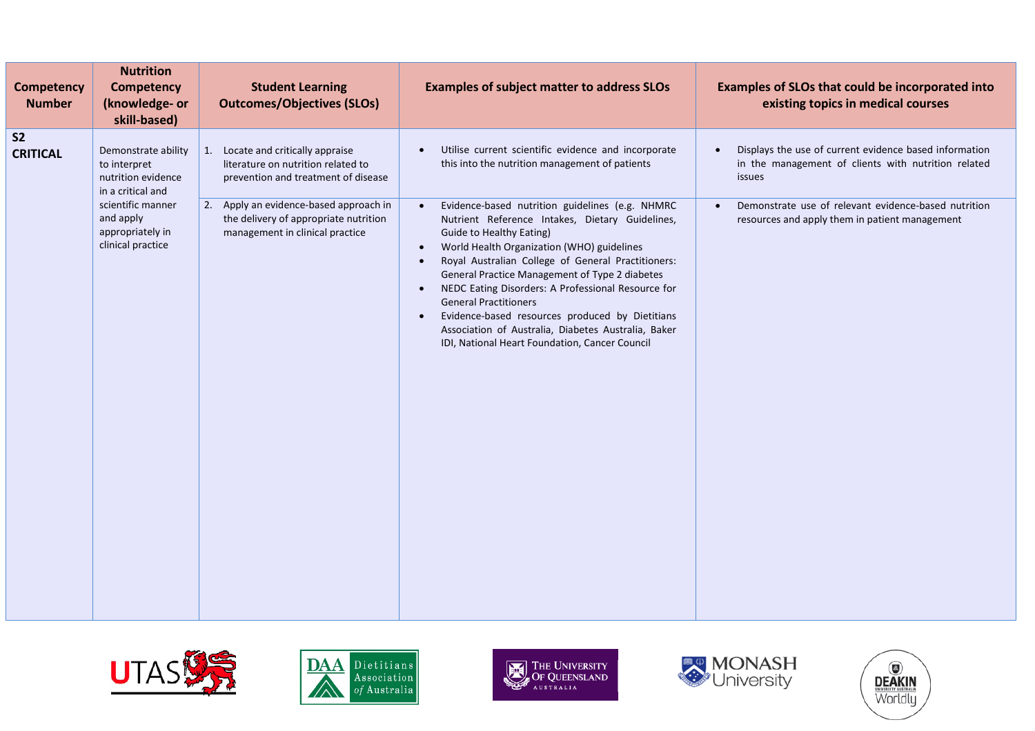| Competency Number | Nutrition Competency (knowledge- or skill-based) | Student Learning Outcomes/Objectives (SLOs) | Examples of subject matter to address SLOs | Examples of SLOs that could be incorporated into existing topics in medical courses |
|---|---|---|---|---|
| **S2 CRITICAL** | Demonstrate ability to interpret nutrition evidence in a critical and scientific manner and apply appropriately in clinical practice | 1. Locate and critically appraise literature on nutrition related to prevention and treatment of disease | • Utilise current scientific evidence and incorporate this into the nutrition management of patients | • Displays the use of current evidence based information in the management of clients with nutrition related issues |
| | | 2. Apply an evidence-based approach in the delivery of appropriate nutrition management in clinical practice | • Evidence-based nutrition guidelines (e.g. NHMRC Nutrient Reference Intakes, Dietary Guidelines, Guide to Healthy Eating)<br>• World Health Organization (WHO) guidelines<br>• Royal Australian College of General Practitioners: General Practice Management of Type 2 diabetes<br>• NEDC Eating Disorders: A Professional Resource for General Practitioners<br>• Evidence-based resources produced by Dietitians Association of Australia, Diabetes Australia, Baker IDI, National Heart Foundation, Cancer Council | • Demonstrate use of relevant evidence-based nutrition resources and apply them in patient management |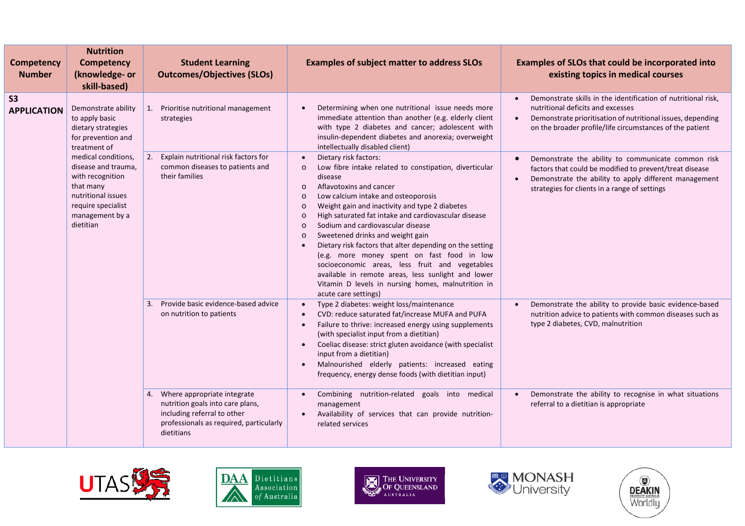| Competency Number | Nutrition Competency (knowledge- or skill-based) | Student Learning Outcomes/Objectives (SLOs) | Examples of subject matter to address SLOs | Examples of SLOs that could be incorporated into existing topics in medical courses |
|---|---|---|---|---|
| **S3 APPLICATION** | Demonstrate ability to apply basic dietary strategies for prevention and treatment of medical conditions, disease and trauma, with recognition that many nutritional issues require specialist management by a dietitian | 1. Prioritise nutritional management strategies | • Determining when one nutritional issue needs more immediate attention than another (e.g. elderly client with type 2 diabetes and cancer; adolescent with insulin-dependent diabetes and anorexia; overweight intellectually disabled client) | • Demonstrate skills in the identification of nutritional risk, nutritional deficits and excesses<br>• Demonstrate prioritisation of nutritional issues, depending on the broader profile/life circumstances of the patient |
| | | 2. Explain nutritional risk factors for common diseases to patients and their families | • Dietary risk factors:<br>o Low fibre intake related to constipation, diverticular disease<br>o Aflavotoxins and cancer<br>o Low calcium intake and osteoporosis<br>o Weight gain and inactivity and type 2 diabetes<br>o High saturated fat intake and cardiovascular disease<br>o Sodium and cardiovascular disease<br>o Sweetened drinks and weight gain<br>• Dietary risk factors that alter depending on the setting (e.g. more money spent on fast food in low socioeconomic areas, less fruit and vegetables available in remote areas, less sunlight and lower Vitamin D levels in nursing homes, malnutrition in acute care settings) | • Demonstrate the ability to communicate common risk factors that could be modified to prevent/treat disease<br>• Demonstrate the ability to apply different management strategies for clients in a range of settings |
| | | 3. Provide basic evidence-based advice on nutrition to patients | • Type 2 diabetes: weight loss/maintenance<br>• CVD: reduce saturated fat/increase MUFA and PUFA<br>• Failure to thrive: increased energy using supplements (with specialist input from a dietitian)<br>• Coeliac disease: strict gluten avoidance (with specialist input from a dietitian)<br>• Malnourished elderly patients: increased eating frequency, energy dense foods (with dietitian input) | • Demonstrate the ability to provide basic evidence-based nutrition advice to patients with common diseases such as type 2 diabetes, CVD, malnutrition |
| | | 4. Where appropriate integrate nutrition goals into care plans, including referral to other professionals as required, particularly dietitians | • Combining nutrition-related goals into medical management<br>• Availability of services that can provide nutrition-related services | • Demonstrate the ability to recognise in what situations referral to a dietitian is appropriate |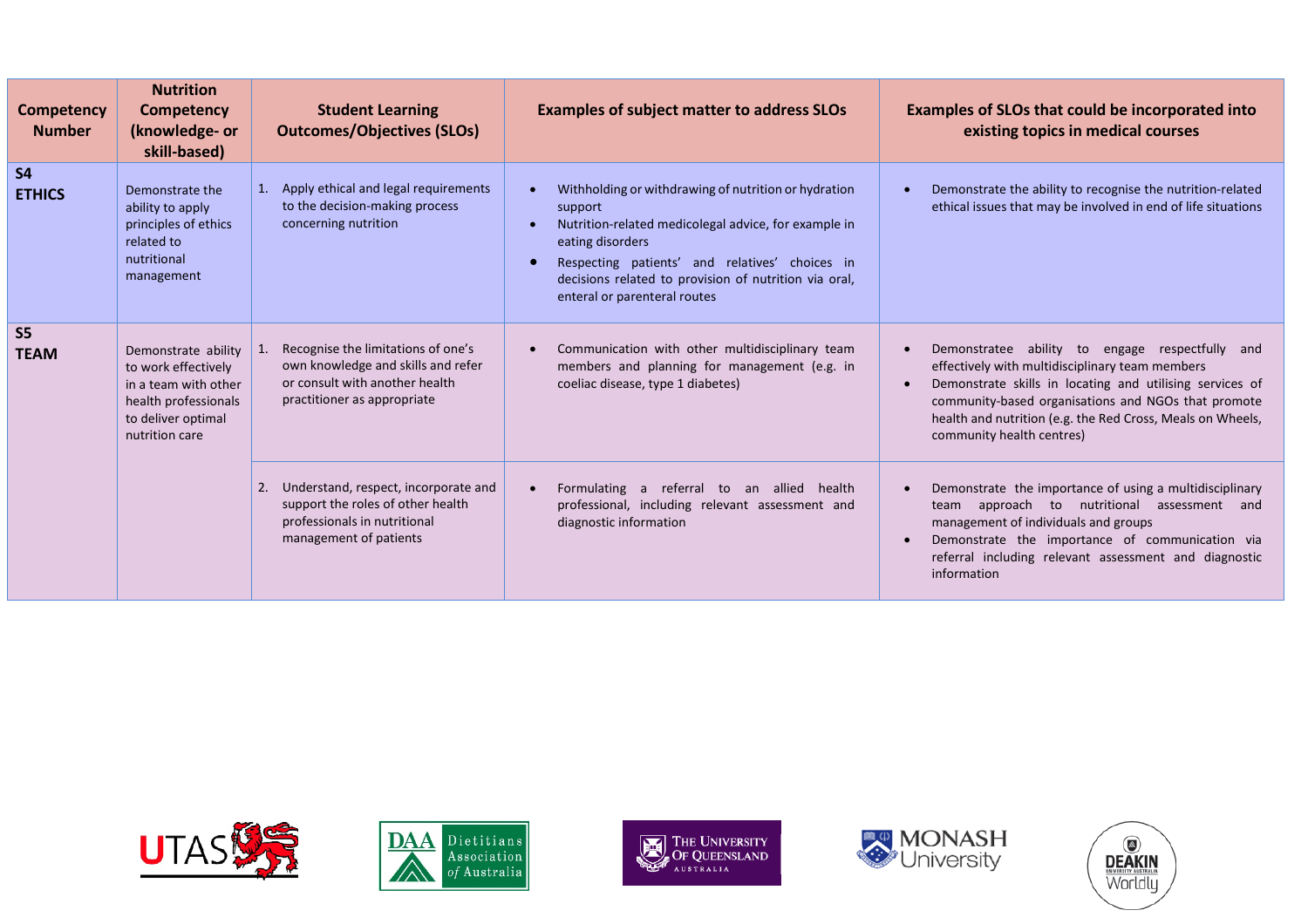| Competency Number | Nutrition Competency (knowledge- or skill-based) | Student Learning Outcomes/Objectives (SLOs) | Examples of subject matter to address SLOs | Examples of SLOs that could be incorporated into existing topics in medical courses |
|---|---|---|---|---|
| **S4 ETHICS** | Demonstrate the ability to apply principles of ethics related to nutritional management | 1. Apply ethical and legal requirements to the decision-making process concerning nutrition | • Withholding or withdrawing of nutrition or hydration support<br>• Nutrition-related medicolegal advice, for example in eating disorders<br>• Respecting patients' and relatives' choices in decisions related to provision of nutrition via oral, enteral or parenteral routes | • Demonstrate the ability to recognise the nutrition-related ethical issues that may be involved in end of life situations |
| **S5 TEAM** | Demonstrate ability to work effectively in a team with other health professionals to deliver optimal nutrition care | 1. Recognise the limitations of one's own knowledge and skills and refer or consult with another health practitioner as appropriate | • Communication with other multidisciplinary team members and planning for management (e.g. in coeliac disease, type 1 diabetes) | • Demonstratee ability to engage respectfully and effectively with multidisciplinary team members<br>• Demonstrate skills in locating and utilising services of community-based organisations and NGOs that promote health and nutrition (e.g. the Red Cross, Meals on Wheels, community health centres) |
| | | 2. Understand, respect, incorporate and support the roles of other health professionals in nutritional management of patients | • Formulating a referral to an allied health professional, including relevant assessment and diagnostic information | • Demonstrate the importance of using a multidisciplinary team approach to nutritional assessment and management of individuals and groups<br>• Demonstrate the importance of communication via referral including relevant assessment and diagnostic information |

UTAS

DAA Dietitians Association of Australia

The University of Queensland Australia

Monash University

Deakin University Australia Worldly